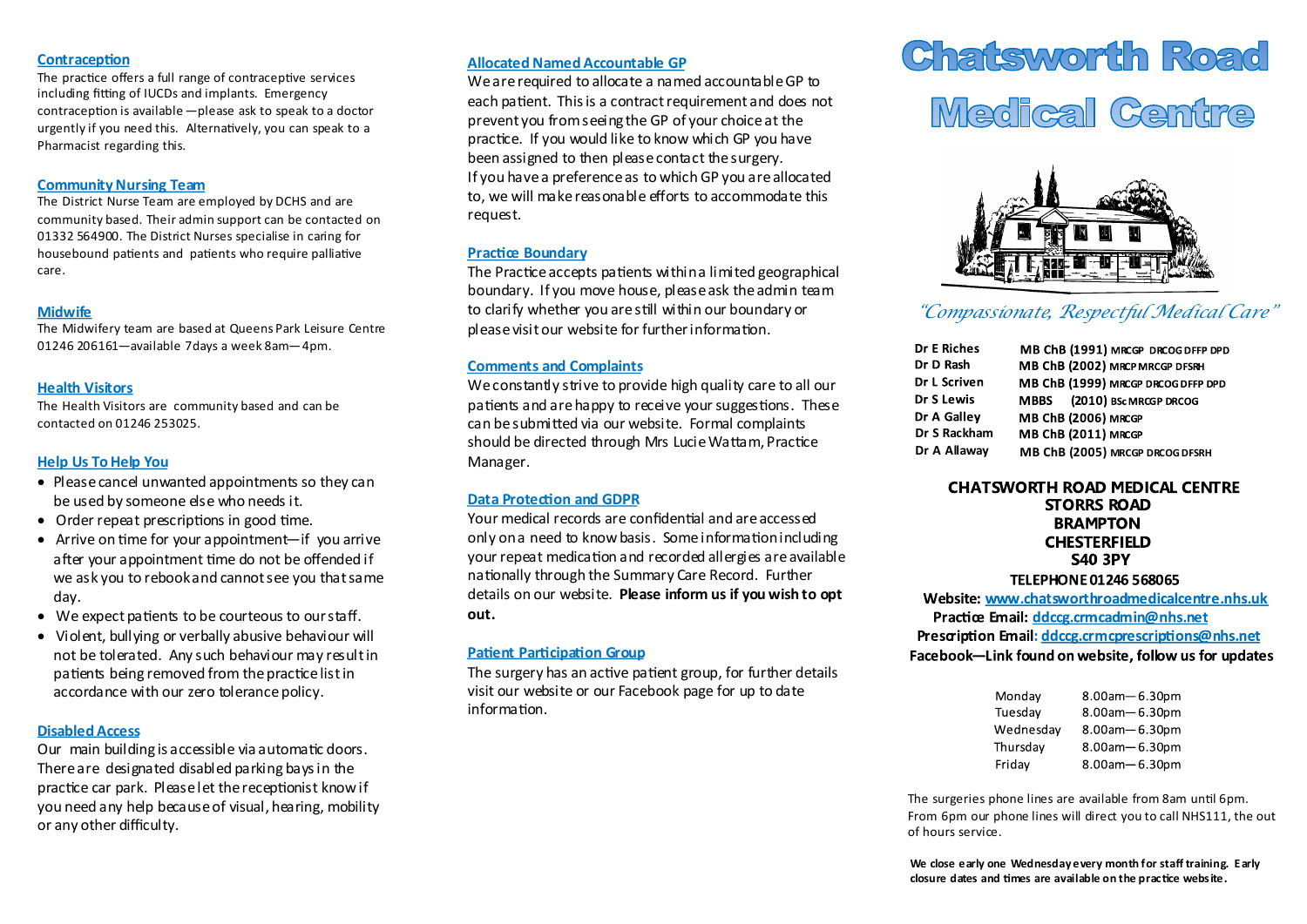## Contraception

The practice offers a full range of contraceptive services including fitting of IUCDs and implants. Emergency contraception is available —please ask to speak to a doctor urgently if you need this. Alternatively, you can speak to a Pharmacist regarding this.

## Community Nursing Team

The District Nurse Team are employed by DCHS and are community based. Their admin support can be contacted on 01332 564900. The District Nurses specialise in caring for housebound patients and patients who require palliative care.

## Midwife

The Midwifery team are based at Queens Park Leisure Centre 01246 206161—available 7days a week 8am—4pm.

## Health Visitors

The Health Visitors are community based and can be contacted on 01246 253025.

## Help Us To Help You

- Please cancel unwanted appointments so they can be used by someone else who needs it.
- Order repeat prescriptions in good time.
- Arrive on time for your appointment—if you arrive after your appointment time do not be offended if we ask you to rebook and cannot see you that same day.
- We expect patients to be courteous to our staff.
- Violent, bullying or verbally abusive behaviour will not be tolerated. Any such behaviour may result in patients being removed from the practice list in accordance with our zero tolerance policy.

## Disabled Access

Our main building is accessible via automatic doors. There are designated disabled parking bays in the practice car park. Please let the receptionist know if you need any help because of visual, hearing, mobility or any other difficulty.

## Allocated Named Accountable GP

We are required to allocate a named accountable GP to each patient. This is a contract requirement and does not prevent you from seeing the GP of your choice at the practice. If you would like to know which GP you have been assigned to then please contact the surgery.
If you have a preference as to which GP you are allocated to, we will make reasonable efforts to accommodate this request.

## Practice Boundary

The Practice accepts patients within a limited geographical boundary. If you move house, please ask the admin team to clarify whether you are still within our boundary or please visit our website for further information.

## Comments and Complaints

We constantly strive to provide high quality care to all our patients and are happy to receive your suggestions. These can be submitted via our website. Formal complaints should be directed through Mrs Lucie Wattam, Practice Manager.

## Data Protection and GDPR

Your medical records are confidential and are accessed only on a need to know basis. Some information including your repeat medication and recorded allergies are available nationally through the Summary Care Record. Further details on our website. **Please inform us if you wish to opt out.**

## Patient Participation Group

The surgery has an active patient group, for further details visit our website or our Facebook page for up to date information.

# Chatsworth Road Medical Centre

*"Compassionate, Respectful Medical Care"*

| | |
|---|---|
| Dr E Riches | MB ChB (1991) MRCGP DRCOG DFFP DPD |
| Dr D Rash | MB ChB (2002) MRCP MRCGP DFSRH |
| Dr L Scriven | MB ChB (1999) MRCGP DRCOG DFFP DPD |
| Dr S Lewis | MBBS (2010) BSc MRCGP DRCOG |
| Dr A Galley | MB ChB (2006) MRCGP |
| Dr S Rackham | MB ChB (2011) MRCGP |
| Dr A Allaway | MB ChB (2005) MRCGP DRCOG DFSRH |

**CHATSWORTH ROAD MEDICAL CENTRE**
**STORRS ROAD**
**BRAMPTON**
**CHESTERFIELD**
**S40 3PY**

**TELEPHONE 01246 568065**

**Website:** www.chatsworthroadmedicalcentre.nhs.uk
**Practice Email:** ddccg.crmcadmin@nhs.net
**Prescription Email:** ddccg.crmcprescriptions@nhs.net
**Facebook—Link found on website, follow us for updates**

| | |
|---|---|
| Monday | 8.00am—6.30pm |
| Tuesday | 8.00am—6.30pm |
| Wednesday | 8.00am—6.30pm |
| Thursday | 8.00am—6.30pm |
| Friday | 8.00am—6.30pm |

The surgeries phone lines are available from 8am until 6pm. From 6pm our phone lines will direct you to call NHS111, the out of hours service.

**We close early one Wednesday every month for staff training. Early closure dates and times are available on the practice website.**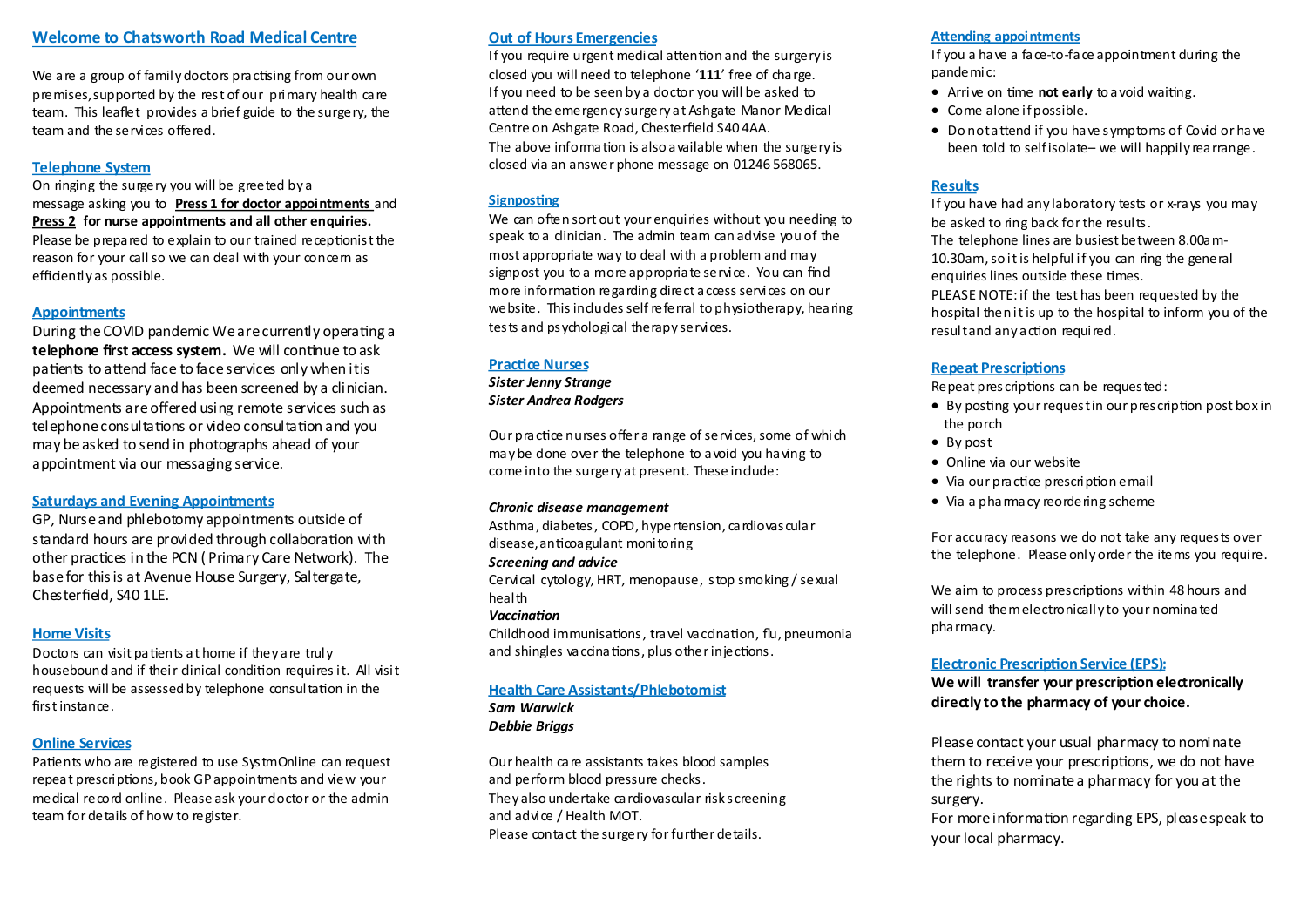## Welcome to Chatsworth Road Medical Centre

We are a group of family doctors practising from our own premises, supported by the rest of our primary health care team. This leaflet provides a brief guide to the surgery, the team and the services offered.

### Telephone System

On ringing the surgery you will be greeted by a message asking you to **Press 1 for doctor appointments** and **Press 2 for nurse appointments and all other enquiries.** Please be prepared to explain to our trained receptionist the reason for your call so we can deal with your concern as efficiently as possible.

### Appointments

During the COVID pandemic We are currently operating a **telephone first access system.** We will continue to ask patients to attend face to face services only when it is deemed necessary and has been screened by a clinician. Appointments are offered using remote services such as telephone consultations or video consultation and you may be asked to send in photographs ahead of your appointment via our messaging service.

### Saturdays and Evening Appointments

GP, Nurse and phlebotomy appointments outside of standard hours are provided through collaboration with other practices in the PCN ( Primary Care Network). The base for this is at Avenue House Surgery, Saltergate, Chesterfield, S40 1LE.

### Home Visits

Doctors can visit patients at home if they are truly housebound and if their clinical condition requires it. All visit requests will be assessed by telephone consultation in the first instance.

### Online Services

Patients who are registered to use SystmOnline can request repeat prescriptions, book GP appointments and view your medical record online. Please ask your doctor or the admin team for details of how to register.

### Out of Hours Emergencies

If you require urgent medical attention and the surgery is closed you will need to telephone '**111**' free of charge. If you need to be seen by a doctor you will be asked to attend the emergency surgery at Ashgate Manor Medical Centre on Ashgate Road, Chesterfield S40 4AA. The above information is also available when the surgery is closed via an answer phone message on 01246 568065.

### Signposting

We can often sort out your enquiries without you needing to speak to a clinician. The admin team can advise you of the most appropriate way to deal with a problem and may signpost you to a more appropriate service. You can find more information regarding direct access services on our website. This includes self referral to physiotherapy, hearing tests and psychological therapy services.

### Practice Nurses

***Sister Jenny Strange***
***Sister Andrea Rodgers***

Our practice nurses offer a range of services, some of which may be done over the telephone to avoid you having to come into the surgery at present. These include:

***Chronic disease management***
Asthma, diabetes, COPD, hypertension, cardiovascular disease, anticoagulant monitoring
***Screening and advice***
Cervical cytology, HRT, menopause, stop smoking / sexual health
***Vaccination***
Childhood immunisations, travel vaccination, flu, pneumonia and shingles vaccinations, plus other injections.

### Health Care Assistants/Phlebotomist

***Sam Warwick***
***Debbie Briggs***

Our health care assistants takes blood samples and perform blood pressure checks. They also undertake cardiovascular risk screening and advice / Health MOT. Please contact the surgery for further details.

### Attending appointments

If you a have a face-to-face appointment during the pandemic:

- Arrive on time **not early** to avoid waiting.
- Come alone if possible.
- Do not attend if you have symptoms of Covid or have been told to self isolate– we will happily rearrange.

### Results

If you have had any laboratory tests or x-rays you may be asked to ring back for the results. The telephone lines are busiest between 8.00am-10.30am, so it is helpful if you can ring the general enquiries lines outside these times. PLEASE NOTE: if the test has been requested by the hospital then it is up to the hospital to inform you of the result and any action required.

### Repeat Prescriptions

Repeat prescriptions can be requested:

- By posting your request in our prescription post box in the porch
- By post
- Online via our website
- Via our practice prescription email
- Via a pharmacy reordering scheme

For accuracy reasons we do not take any requests over the telephone. Please only order the items you require.

We aim to process prescriptions within 48 hours and will send them electronically to your nominated pharmacy.

### Electronic Prescription Service (EPS):

**We will transfer your prescription electronically directly to the pharmacy of your choice.**

Please contact your usual pharmacy to nominate them to receive your prescriptions, we do not have the rights to nominate a pharmacy for you at the surgery.
For more information regarding EPS, please speak to your local pharmacy.